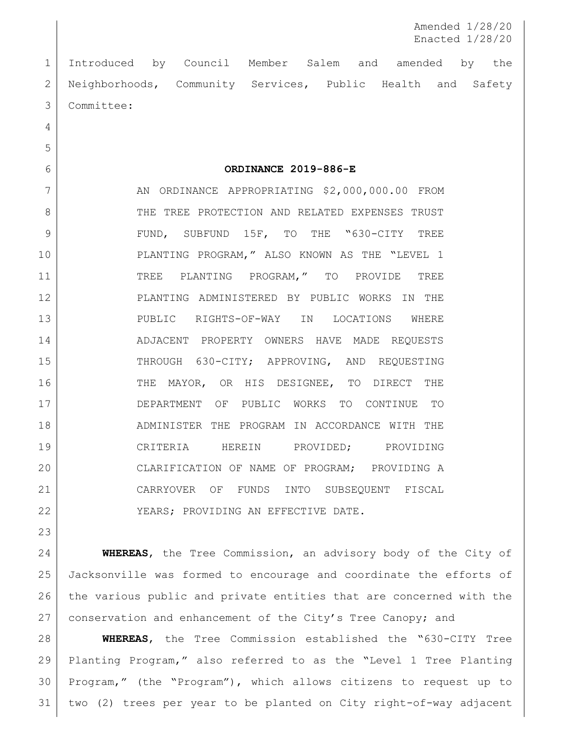Amended 1/28/20
Enacted 1/28/20

Introduced by Council Member Salem and amended by the Neighborhoods, Community Services, Public Health and Safety Committee:

**ORDINANCE 2019-886-E**

AN ORDINANCE APPROPRIATING $2,000,000.00 FROM THE TREE PROTECTION AND RELATED EXPENSES TRUST FUND, SUBFUND 15F, TO THE "630-CITY TREE PLANTING PROGRAM," ALSO KNOWN AS THE "LEVEL 1 TREE PLANTING PROGRAM," TO PROVIDE TREE PLANTING ADMINISTERED BY PUBLIC WORKS IN THE PUBLIC RIGHTS-OF-WAY IN LOCATIONS WHERE ADJACENT PROPERTY OWNERS HAVE MADE REQUESTS THROUGH 630-CITY; APPROVING, AND REQUESTING THE MAYOR, OR HIS DESIGNEE, TO DIRECT THE DEPARTMENT OF PUBLIC WORKS TO CONTINUE TO ADMINISTER THE PROGRAM IN ACCORDANCE WITH THE CRITERIA HEREIN PROVIDED; PROVIDING CLARIFICATION OF NAME OF PROGRAM; PROVIDING A CARRYOVER OF FUNDS INTO SUBSEQUENT FISCAL YEARS; PROVIDING AN EFFECTIVE DATE.

**WHEREAS**, the Tree Commission, an advisory body of the City of Jacksonville was formed to encourage and coordinate the efforts of the various public and private entities that are concerned with the conservation and enhancement of the City's Tree Canopy; and

**WHEREAS**, the Tree Commission established the "630-CITY Tree Planting Program," also referred to as the "Level 1 Tree Planting Program," (the "Program"), which allows citizens to request up to two (2) trees per year to be planted on City right-of-way adjacent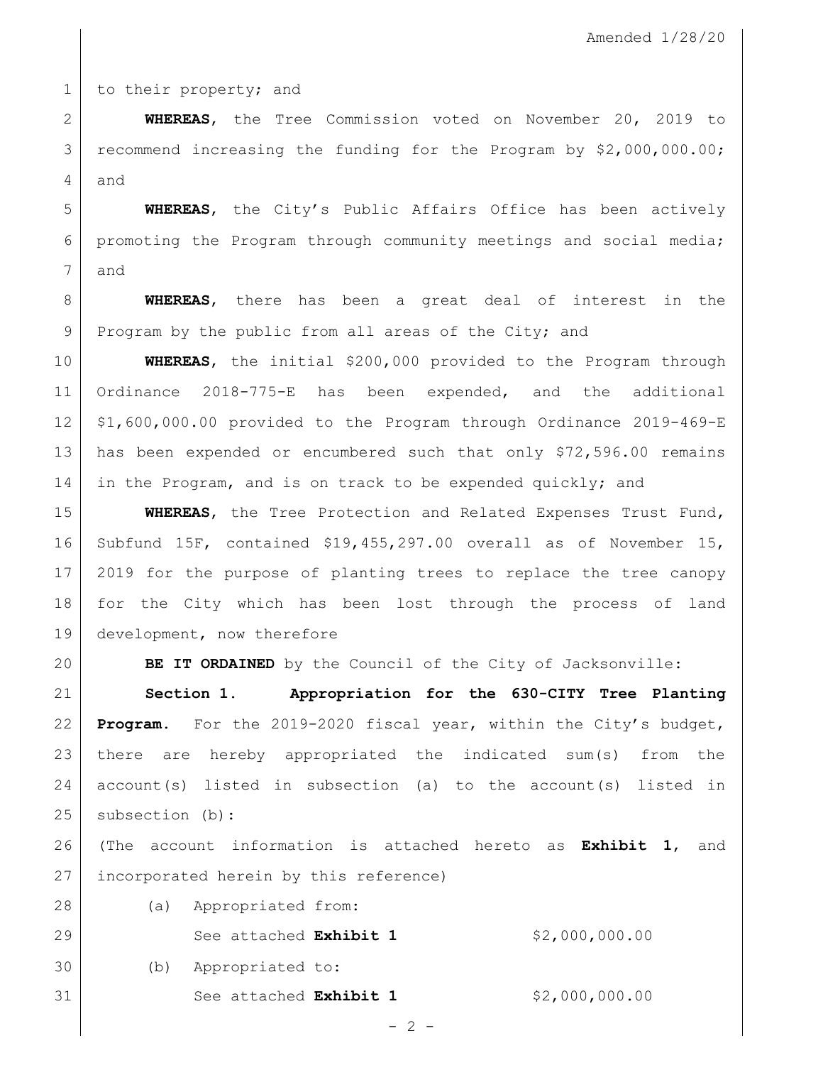to their property; and

**WHEREAS**, the Tree Commission voted on November 20, 2019 to recommend increasing the funding for the Program by $2,000,000.00; and

**WHEREAS**, the City's Public Affairs Office has been actively promoting the Program through community meetings and social media; and

**WHEREAS**, there has been a great deal of interest in the Program by the public from all areas of the City; and

**WHEREAS**, the initial $200,000 provided to the Program through Ordinance 2018-775-E has been expended, and the additional $1,600,000.00 provided to the Program through Ordinance 2019-469-E has been expended or encumbered such that only $72,596.00 remains in the Program, and is on track to be expended quickly; and

**WHEREAS**, the Tree Protection and Related Expenses Trust Fund, Subfund 15F, contained $19,455,297.00 overall as of November 15, 2019 for the purpose of planting trees to replace the tree canopy for the City which has been lost through the process of land development, now therefore

**BE IT ORDAINED** by the Council of the City of Jacksonville:

**Section 1. Appropriation for the 630-CITY Tree Planting Program.** For the 2019-2020 fiscal year, within the City's budget, there are hereby appropriated the indicated sum(s) from the account(s) listed in subsection (a) to the account(s) listed in subsection (b):

(The account information is attached hereto as **Exhibit 1**, and incorporated herein by this reference)

(a) Appropriated from:

See attached **Exhibit 1** $2,000,000.00

(b) Appropriated to:

See attached **Exhibit 1** $2,000,000.00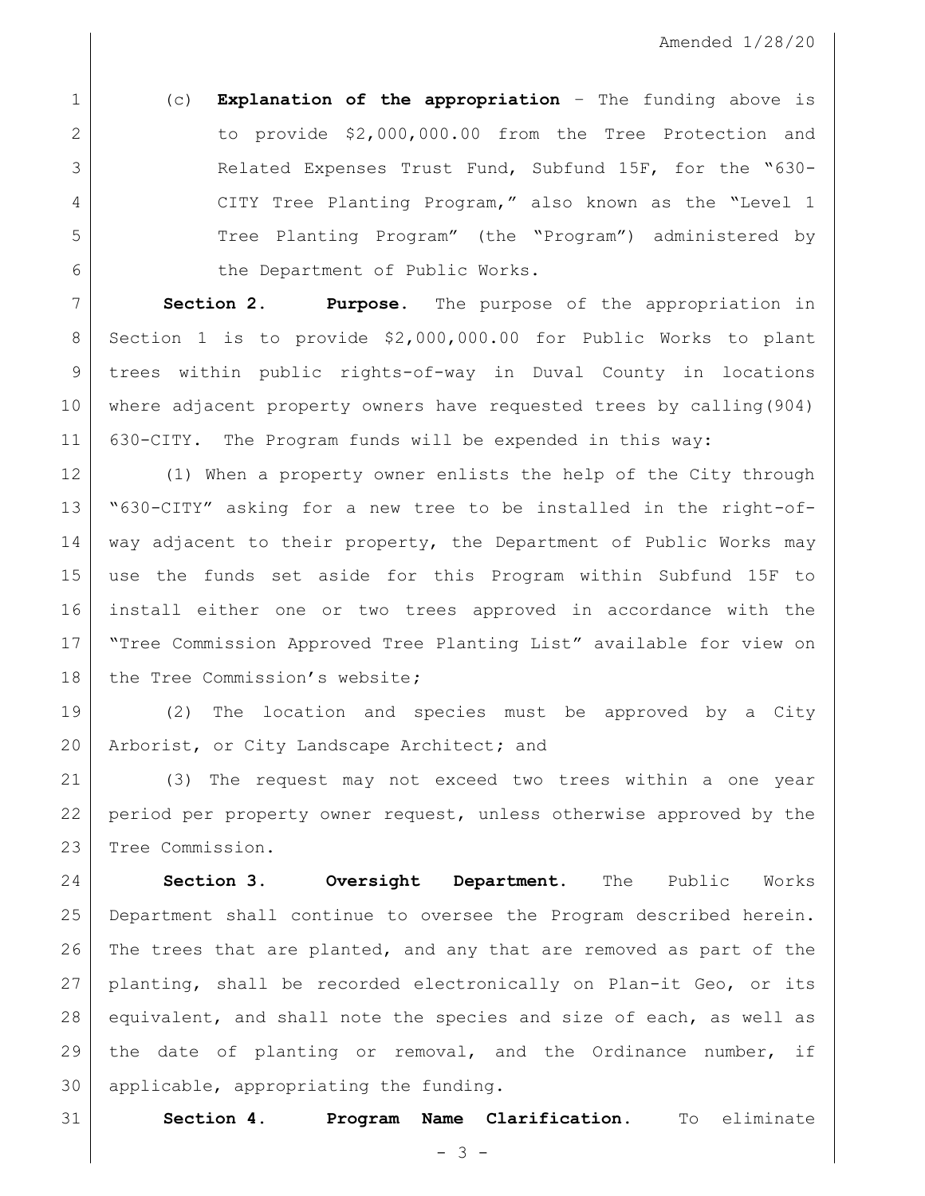(c) **Explanation of the appropriation** – The funding above is to provide $2,000,000.00 from the Tree Protection and Related Expenses Trust Fund, Subfund 15F, for the "630-CITY Tree Planting Program," also known as the "Level 1 Tree Planting Program" (the "Program") administered by the Department of Public Works.

**Section 2. Purpose.** The purpose of the appropriation in Section 1 is to provide $2,000,000.00 for Public Works to plant trees within public rights-of-way in Duval County in locations where adjacent property owners have requested trees by calling(904) 630-CITY. The Program funds will be expended in this way:

(1) When a property owner enlists the help of the City through "630-CITY" asking for a new tree to be installed in the right-of-way adjacent to their property, the Department of Public Works may use the funds set aside for this Program within Subfund 15F to install either one or two trees approved in accordance with the "Tree Commission Approved Tree Planting List" available for view on the Tree Commission's website;

(2) The location and species must be approved by a City Arborist, or City Landscape Architect; and

(3) The request may not exceed two trees within a one year period per property owner request, unless otherwise approved by the Tree Commission.

**Section 3. Oversight Department.** The Public Works Department shall continue to oversee the Program described herein. The trees that are planted, and any that are removed as part of the planting, shall be recorded electronically on Plan-it Geo, or its equivalent, and shall note the species and size of each, as well as the date of planting or removal, and the Ordinance number, if applicable, appropriating the funding.

**Section 4. Program Name Clarification.** To eliminate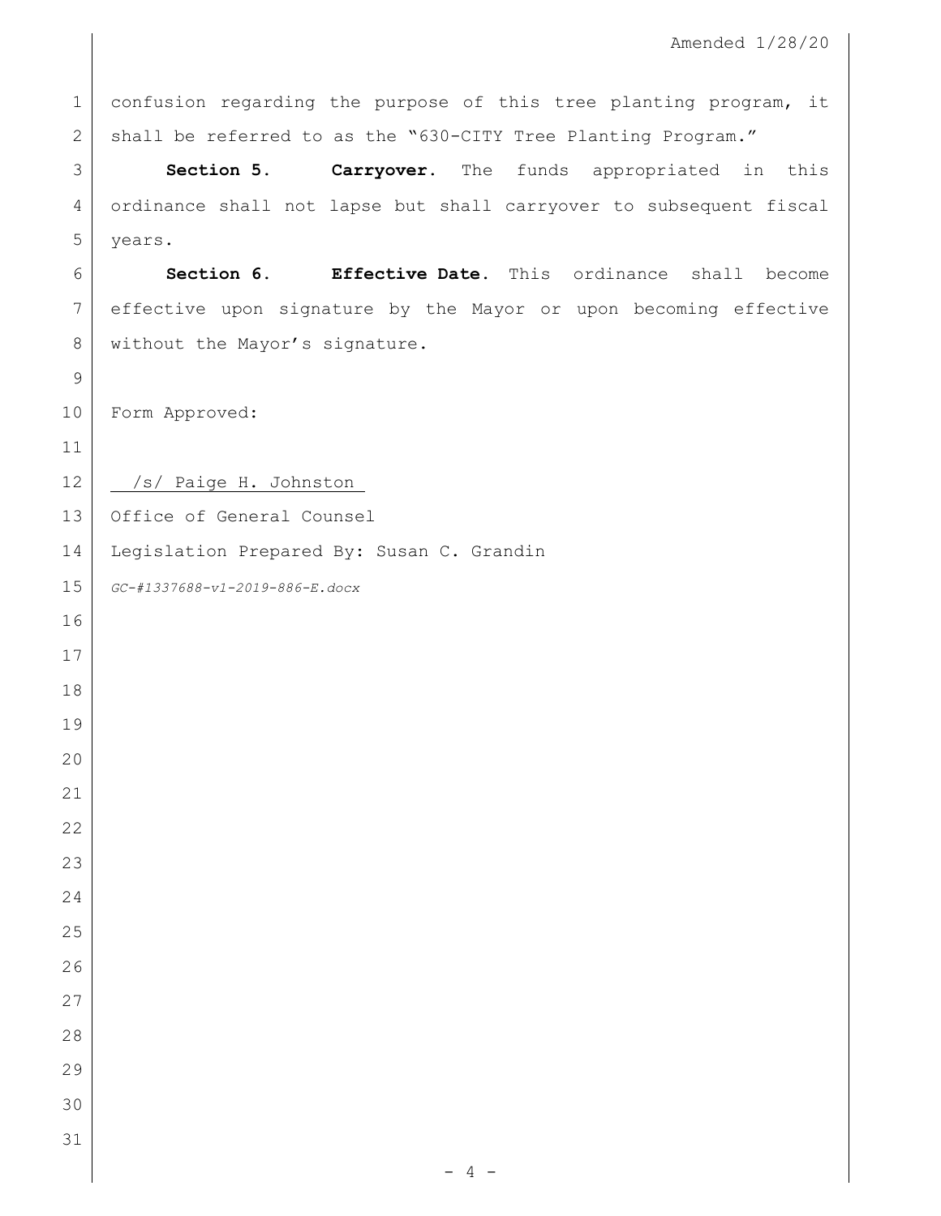confusion regarding the purpose of this tree planting program, it shall be referred to as the "630-CITY Tree Planting Program."

**Section 5. Carryover.** The funds appropriated in this ordinance shall not lapse but shall carryover to subsequent fiscal years.

**Section 6. Effective Date.** This ordinance shall become effective upon signature by the Mayor or upon becoming effective without the Mayor's signature.

Form Approved:

/s/ Paige H. Johnston

Office of General Counsel

Legislation Prepared By: Susan C. Grandin

*GC-#1337688-v1-2019-886-E.docx*